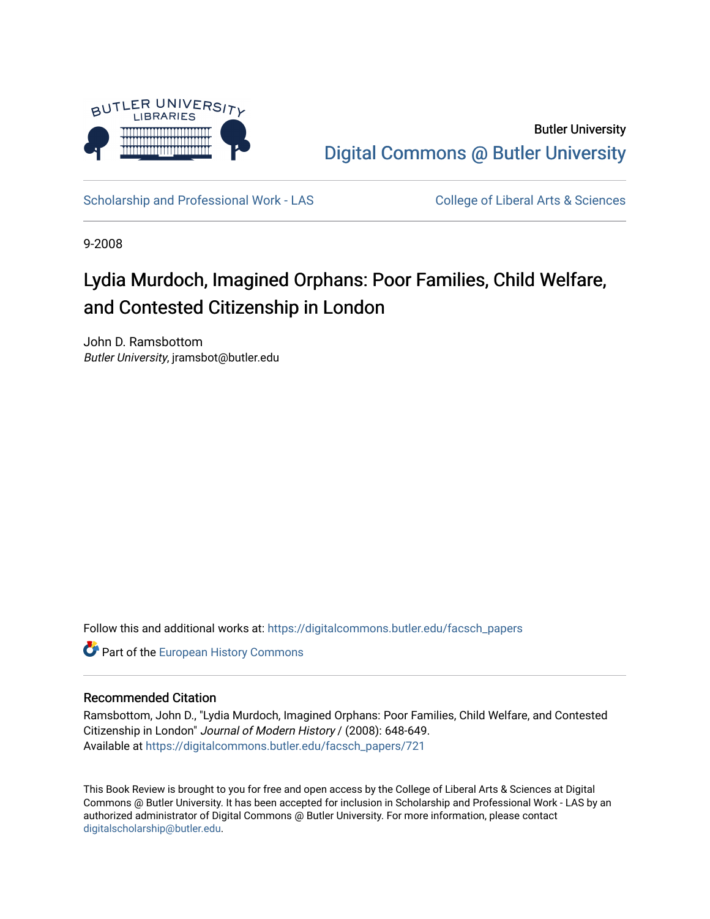Butler University

Digital Commons @ Butler University

Scholarship and Professional Work - LAS

College of Liberal Arts & Sciences

9-2008

# Lydia Murdoch, Imagined Orphans: Poor Families, Child Welfare, and Contested Citizenship in London

John D. Ramsbottom
*Butler University*, jramsbot@butler.edu

Follow this and additional works at: https://digitalcommons.butler.edu/facsch_papers

Part of the European History Commons

## Recommended Citation

Ramsbottom, John D., "Lydia Murdoch, Imagined Orphans: Poor Families, Child Welfare, and Contested Citizenship in London" *Journal of Modern History* / (2008): 648-649.
Available at https://digitalcommons.butler.edu/facsch_papers/721

This Book Review is brought to you for free and open access by the College of Liberal Arts & Sciences at Digital Commons @ Butler University. It has been accepted for inclusion in Scholarship and Professional Work - LAS by an authorized administrator of Digital Commons @ Butler University. For more information, please contact digitalscholarship@butler.edu.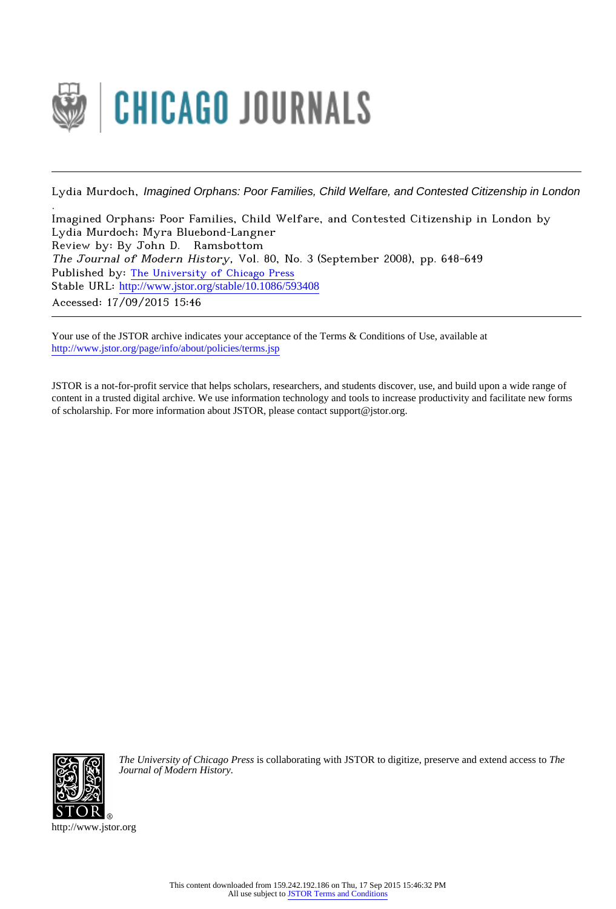Lydia Murdoch, *Imagined Orphans: Poor Families, Child Welfare, and Contested Citizenship in London*
.

Imagined Orphans: Poor Families, Child Welfare, and Contested Citizenship in London by Lydia Murdoch; Myra Bluebond-Langner

Review by: By John D. Ramsbottom

*The Journal of Modern History*, Vol. 80, No. 3 (September 2008), pp. 648-649

Published by: The University of Chicago Press

Stable URL: http://www.jstor.org/stable/10.1086/593408

Accessed: 17/09/2015 15:46

---

Your use of the JSTOR archive indicates your acceptance of the Terms & Conditions of Use, available at http://www.jstor.org/page/info/about/policies/terms.jsp

JSTOR is a not-for-profit service that helps scholars, researchers, and students discover, use, and build upon a wide range of content in a trusted digital archive. We use information technology and tools to increase productivity and facilitate new forms of scholarship. For more information about JSTOR, please contact support@jstor.org.

*The University of Chicago Press* is collaborating with JSTOR to digitize, preserve and extend access to *The Journal of Modern History.*

http://www.jstor.org

This content downloaded from 159.242.192.186 on Thu, 17 Sep 2015 15:46:32 PM
All use subject to JSTOR Terms and Conditions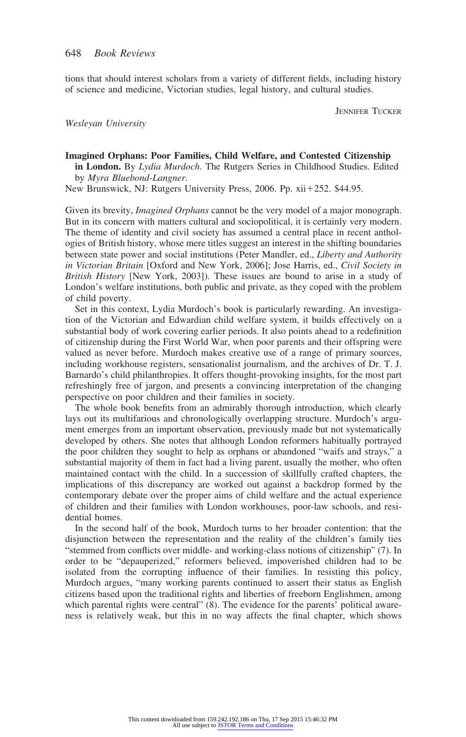tions that should interest scholars from a variety of different fields, including history of science and medicine, Victorian studies, legal history, and cultural studies.

JENNIFER TUCKER

*Wesleyan University*

**Imagined Orphans: Poor Families, Child Welfare, and Contested Citizenship in London.** By *Lydia Murdoch*. The Rutgers Series in Childhood Studies. Edited by *Myra Bluebond-Langner*.

New Brunswick, NJ: Rutgers University Press, 2006. Pp. xii+252. $44.95.

Given its brevity, *Imagined Orphans* cannot be the very model of a major monograph. But in its concern with matters cultural and sociopolitical, it is certainly very modern. The theme of identity and civil society has assumed a central place in recent anthologies of British history, whose mere titles suggest an interest in the shifting boundaries between state power and social institutions (Peter Mandler, ed., *Liberty and Authority in Victorian Britain* [Oxford and New York, 2006]; Jose Harris, ed., *Civil Society in British History* [New York, 2003]). These issues are bound to arise in a study of London's welfare institutions, both public and private, as they coped with the problem of child poverty.

Set in this context, Lydia Murdoch's book is particularly rewarding. An investigation of the Victorian and Edwardian child welfare system, it builds effectively on a substantial body of work covering earlier periods. It also points ahead to a redefinition of citizenship during the First World War, when poor parents and their offspring were valued as never before. Murdoch makes creative use of a range of primary sources, including workhouse registers, sensationalist journalism, and the archives of Dr. T. J. Barnardo's child philanthropies. It offers thought-provoking insights, for the most part refreshingly free of jargon, and presents a convincing interpretation of the changing perspective on poor children and their families in society.

The whole book benefits from an admirably thorough introduction, which clearly lays out its multifarious and chronologically overlapping structure. Murdoch's argument emerges from an important observation, previously made but not systematically developed by others. She notes that although London reformers habitually portrayed the poor children they sought to help as orphans or abandoned "waifs and strays," a substantial majority of them in fact had a living parent, usually the mother, who often maintained contact with the child. In a succession of skillfully crafted chapters, the implications of this discrepancy are worked out against a backdrop formed by the contemporary debate over the proper aims of child welfare and the actual experience of children and their families with London workhouses, poor-law schools, and residential homes.

In the second half of the book, Murdoch turns to her broader contention: that the disjunction between the representation and the reality of the children's family ties "stemmed from conflicts over middle- and working-class notions of citizenship" (7). In order to be "depauperized," reformers believed, impoverished children had to be isolated from the corrupting influence of their families. In resisting this policy, Murdoch argues, "many working parents continued to assert their status as English citizens based upon the traditional rights and liberties of freeborn Englishmen, among which parental rights were central" (8). The evidence for the parents' political awareness is relatively weak, but this in no way affects the final chapter, which shows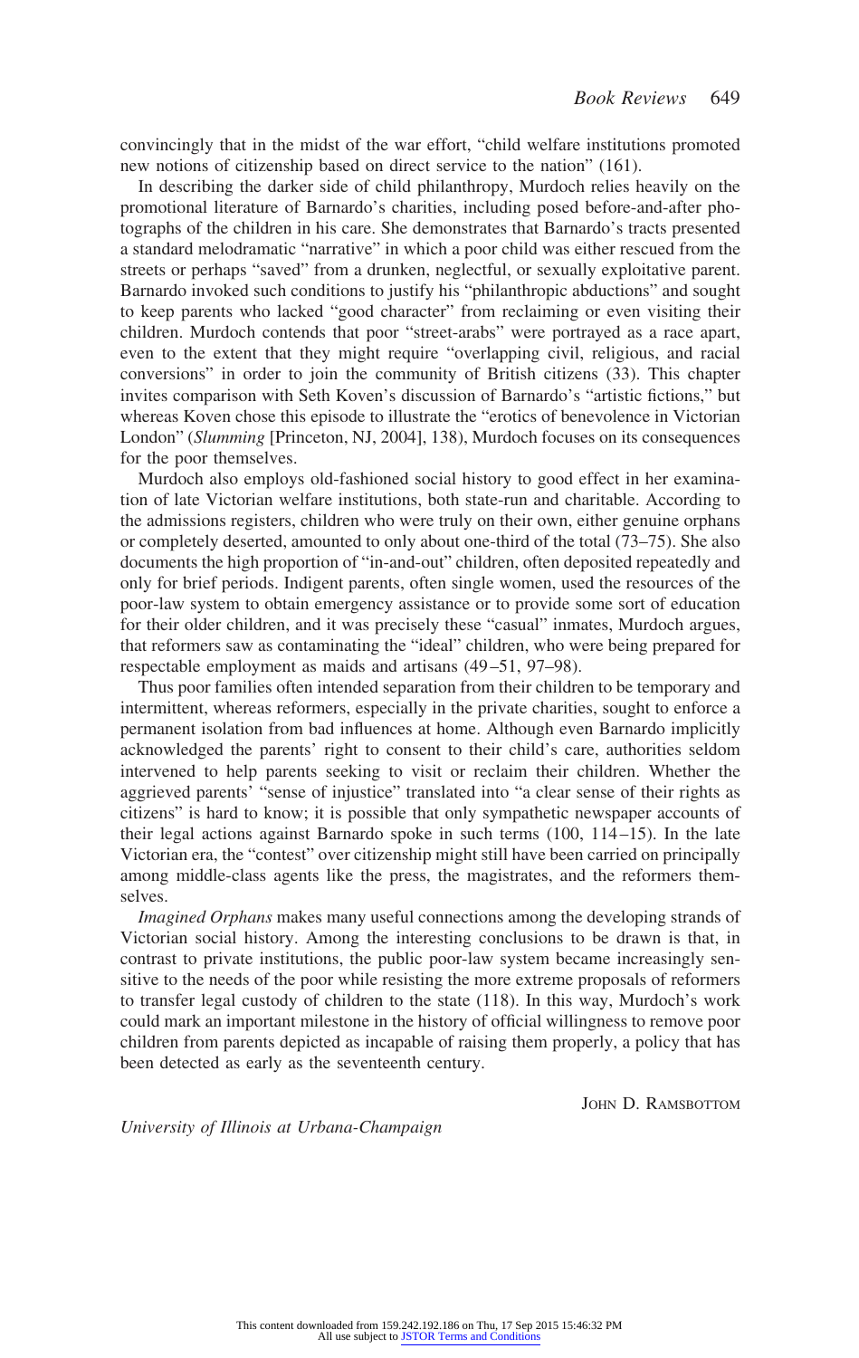convincingly that in the midst of the war effort, "child welfare institutions promoted new notions of citizenship based on direct service to the nation" (161).

In describing the darker side of child philanthropy, Murdoch relies heavily on the promotional literature of Barnardo's charities, including posed before-and-after photographs of the children in his care. She demonstrates that Barnardo's tracts presented a standard melodramatic "narrative" in which a poor child was either rescued from the streets or perhaps "saved" from a drunken, neglectful, or sexually exploitative parent. Barnardo invoked such conditions to justify his "philanthropic abductions" and sought to keep parents who lacked "good character" from reclaiming or even visiting their children. Murdoch contends that poor "street-arabs" were portrayed as a race apart, even to the extent that they might require "overlapping civil, religious, and racial conversions" in order to join the community of British citizens (33). This chapter invites comparison with Seth Koven's discussion of Barnardo's "artistic fictions," but whereas Koven chose this episode to illustrate the "erotics of benevolence in Victorian London" (*Slumming* [Princeton, NJ, 2004], 138), Murdoch focuses on its consequences for the poor themselves.

Murdoch also employs old-fashioned social history to good effect in her examination of late Victorian welfare institutions, both state-run and charitable. According to the admissions registers, children who were truly on their own, either genuine orphans or completely deserted, amounted to only about one-third of the total (73–75). She also documents the high proportion of "in-and-out" children, often deposited repeatedly and only for brief periods. Indigent parents, often single women, used the resources of the poor-law system to obtain emergency assistance or to provide some sort of education for their older children, and it was precisely these "casual" inmates, Murdoch argues, that reformers saw as contaminating the "ideal" children, who were being prepared for respectable employment as maids and artisans (49–51, 97–98).

Thus poor families often intended separation from their children to be temporary and intermittent, whereas reformers, especially in the private charities, sought to enforce a permanent isolation from bad influences at home. Although even Barnardo implicitly acknowledged the parents' right to consent to their child's care, authorities seldom intervened to help parents seeking to visit or reclaim their children. Whether the aggrieved parents' "sense of injustice" translated into "a clear sense of their rights as citizens" is hard to know; it is possible that only sympathetic newspaper accounts of their legal actions against Barnardo spoke in such terms (100, 114–15). In the late Victorian era, the "contest" over citizenship might still have been carried on principally among middle-class agents like the press, the magistrates, and the reformers themselves.

*Imagined Orphans* makes many useful connections among the developing strands of Victorian social history. Among the interesting conclusions to be drawn is that, in contrast to private institutions, the public poor-law system became increasingly sensitive to the needs of the poor while resisting the more extreme proposals of reformers to transfer legal custody of children to the state (118). In this way, Murdoch's work could mark an important milestone in the history of official willingness to remove poor children from parents depicted as incapable of raising them properly, a policy that has been detected as early as the seventeenth century.

John D. Ramsbottom

*University of Illinois at Urbana-Champaign*